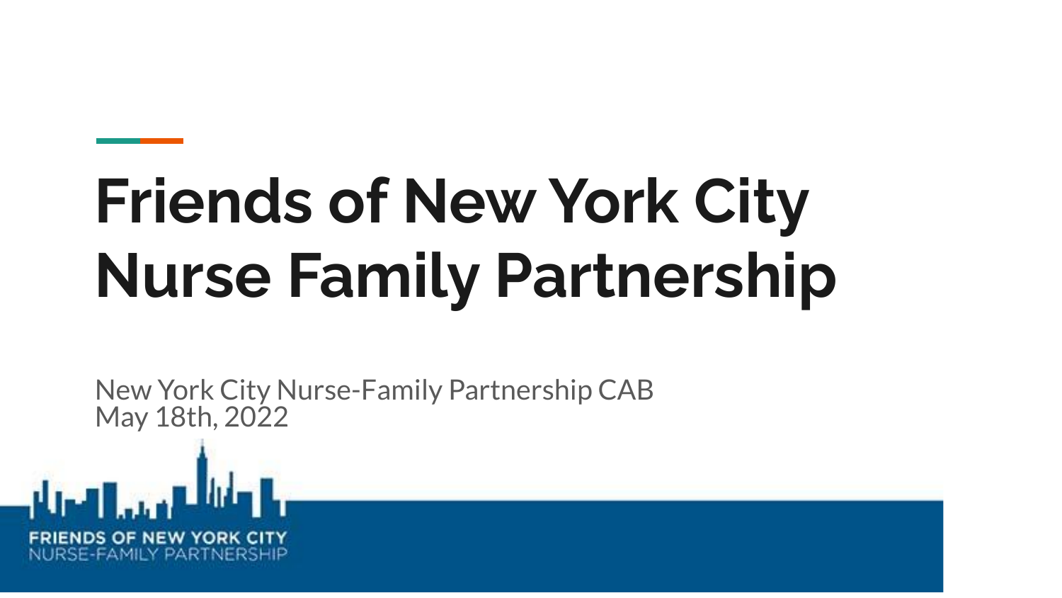# Friends of New York City Nurse Family Partnership

New York City Nurse-Family Partnership CAB
May 18th, 2022

FRIENDS OF NEW YORK CITY
NURSE-FAMILY PARTNERSHIP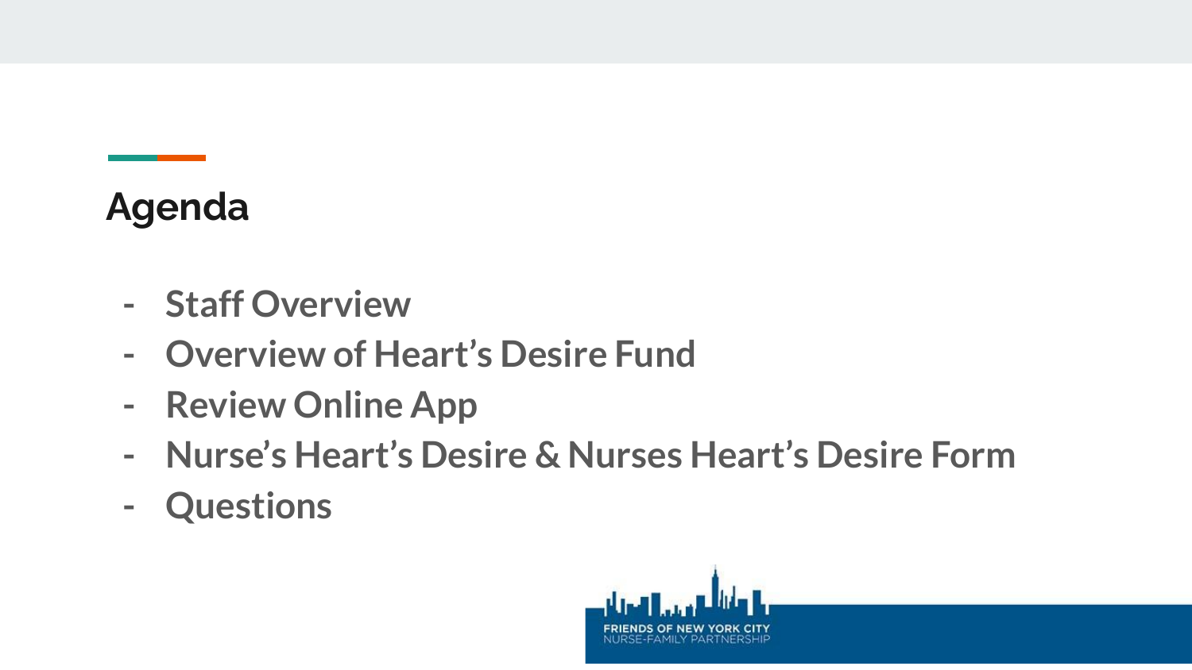## Agenda

- Staff Overview
- Overview of Heart's Desire Fund
- Review Online App
- Nurse's Heart's Desire & Nurses Heart's Desire Form
- Questions

FRIENDS OF NEW YORK CITY
NURSE-FAMILY PARTNERSHIP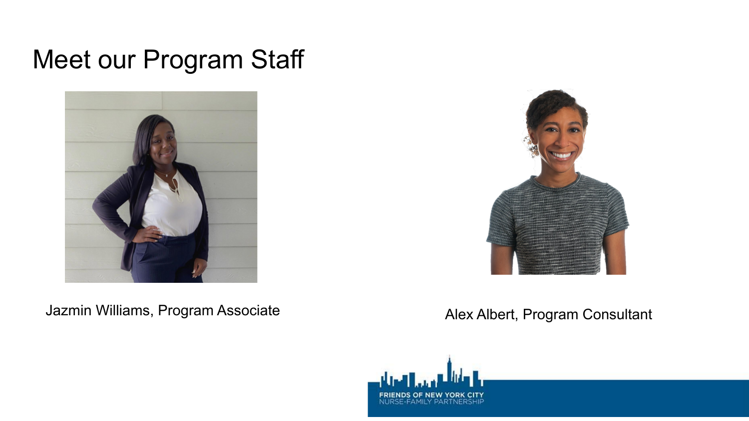# Meet our Program Staff

Jazmin Williams, Program Associate

Alex Albert, Program Consultant

FRIENDS OF NEW YORK CITY
NURSE-FAMILY PARTNERSHIP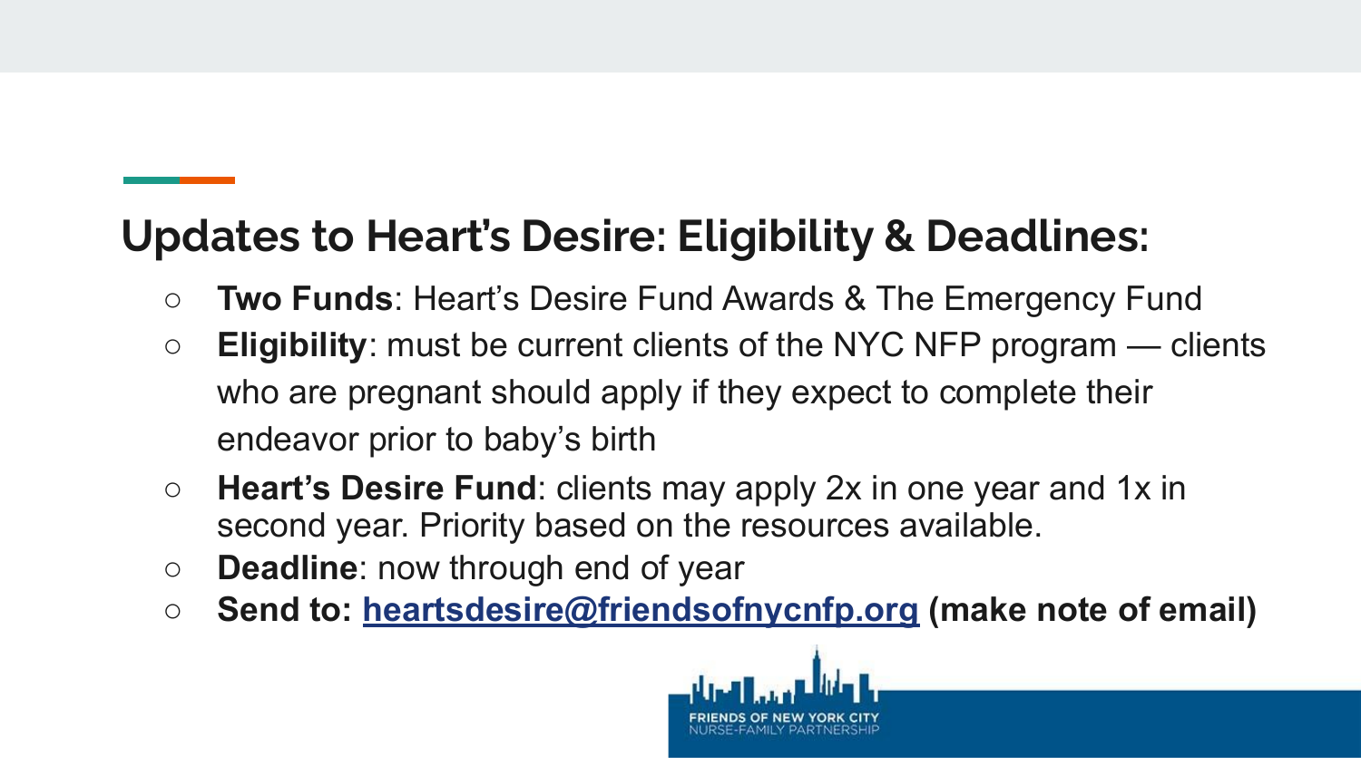## Updates to Heart's Desire: Eligibility & Deadlines:

- **Two Funds**: Heart's Desire Fund Awards & The Emergency Fund
- **Eligibility**: must be current clients of the NYC NFP program — clients who are pregnant should apply if they expect to complete their endeavor prior to baby's birth
- **Heart's Desire Fund**: clients may apply 2x in one year and 1x in second year. Priority based on the resources available.
- **Deadline**: now through end of year
- **Send to: heartsdesire@friendsofnycnfp.org (make note of email)**

FRIENDS OF NEW YORK CITY NURSE-FAMILY PARTNERSHIP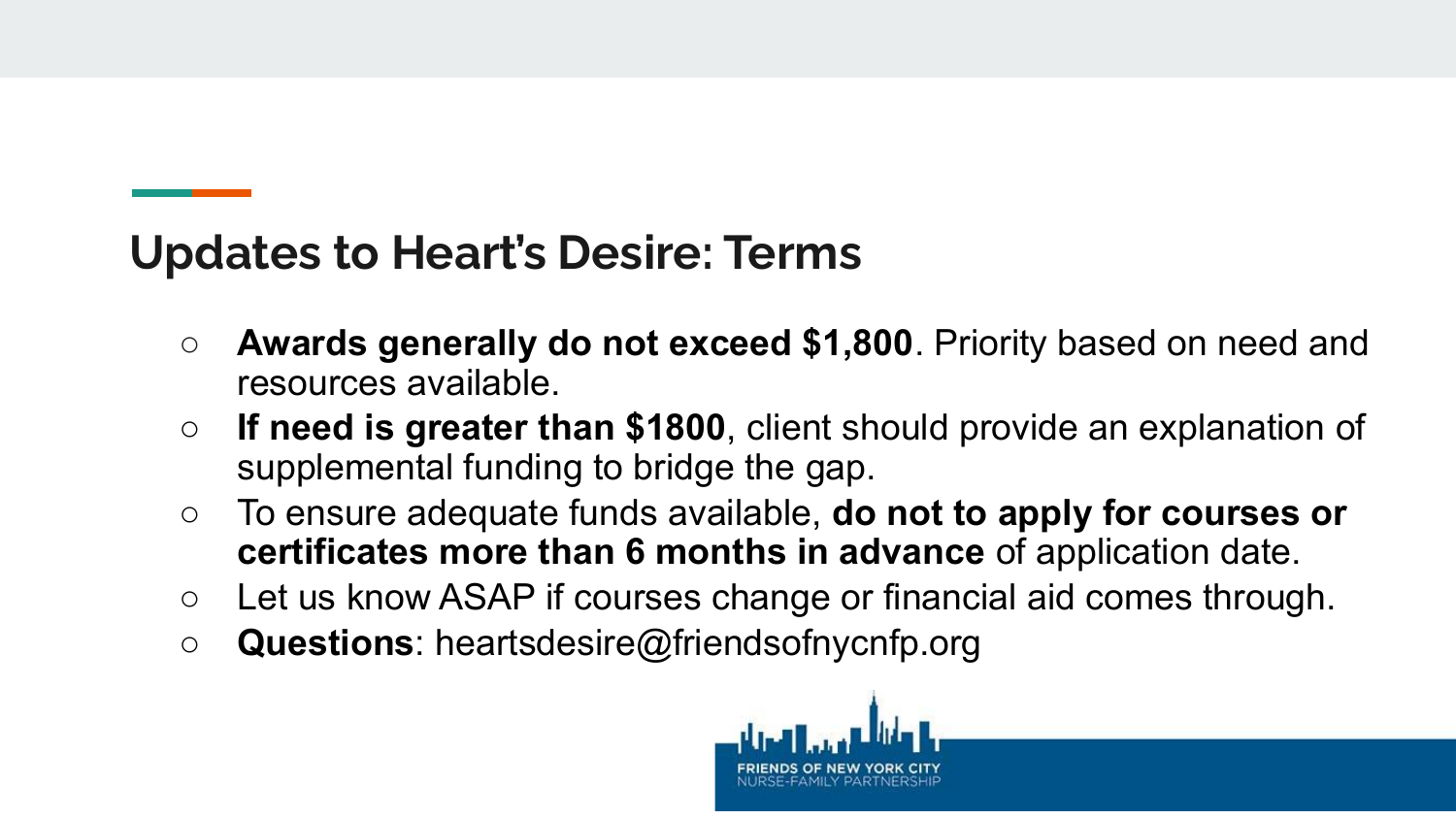## Updates to Heart's Desire: Terms

- **Awards generally do not exceed $1,800**. Priority based on need and resources available.
- **If need is greater than $1800**, client should provide an explanation of supplemental funding to bridge the gap.
- To ensure adequate funds available, **do not to apply for courses or certificates more than 6 months in advance** of application date.
- Let us know ASAP if courses change or financial aid comes through.
- **Questions**: heartsdesire@friendsofnycnfp.org

FRIENDS OF NEW YORK CITY NURSE-FAMILY PARTNERSHIP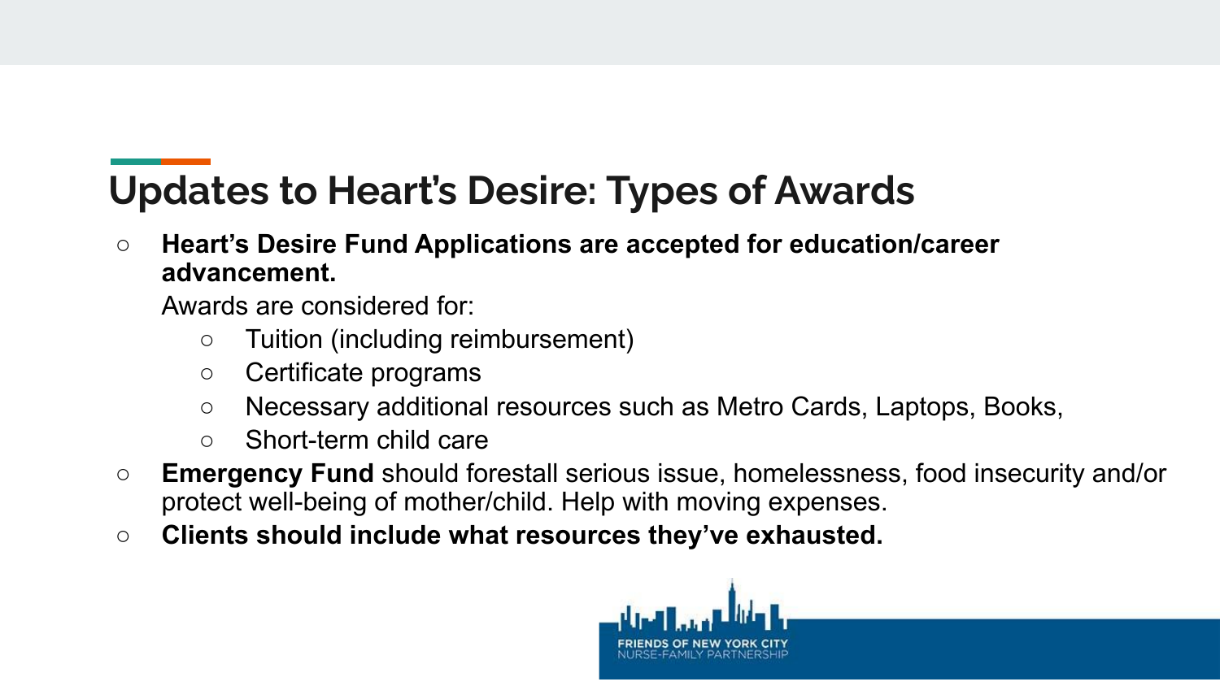## Updates to Heart's Desire: Types of Awards

- **Heart's Desire Fund Applications are accepted for education/career advancement.**
  Awards are considered for:
  - Tuition (including reimbursement)
  - Certificate programs
  - Necessary additional resources such as Metro Cards, Laptops, Books,
  - Short-term child care
- **Emergency Fund** should forestall serious issue, homelessness, food insecurity and/or protect well-being of mother/child. Help with moving expenses.
- **Clients should include what resources they've exhausted.**

FRIENDS OF NEW YORK CITY NURSE-FAMILY PARTNERSHIP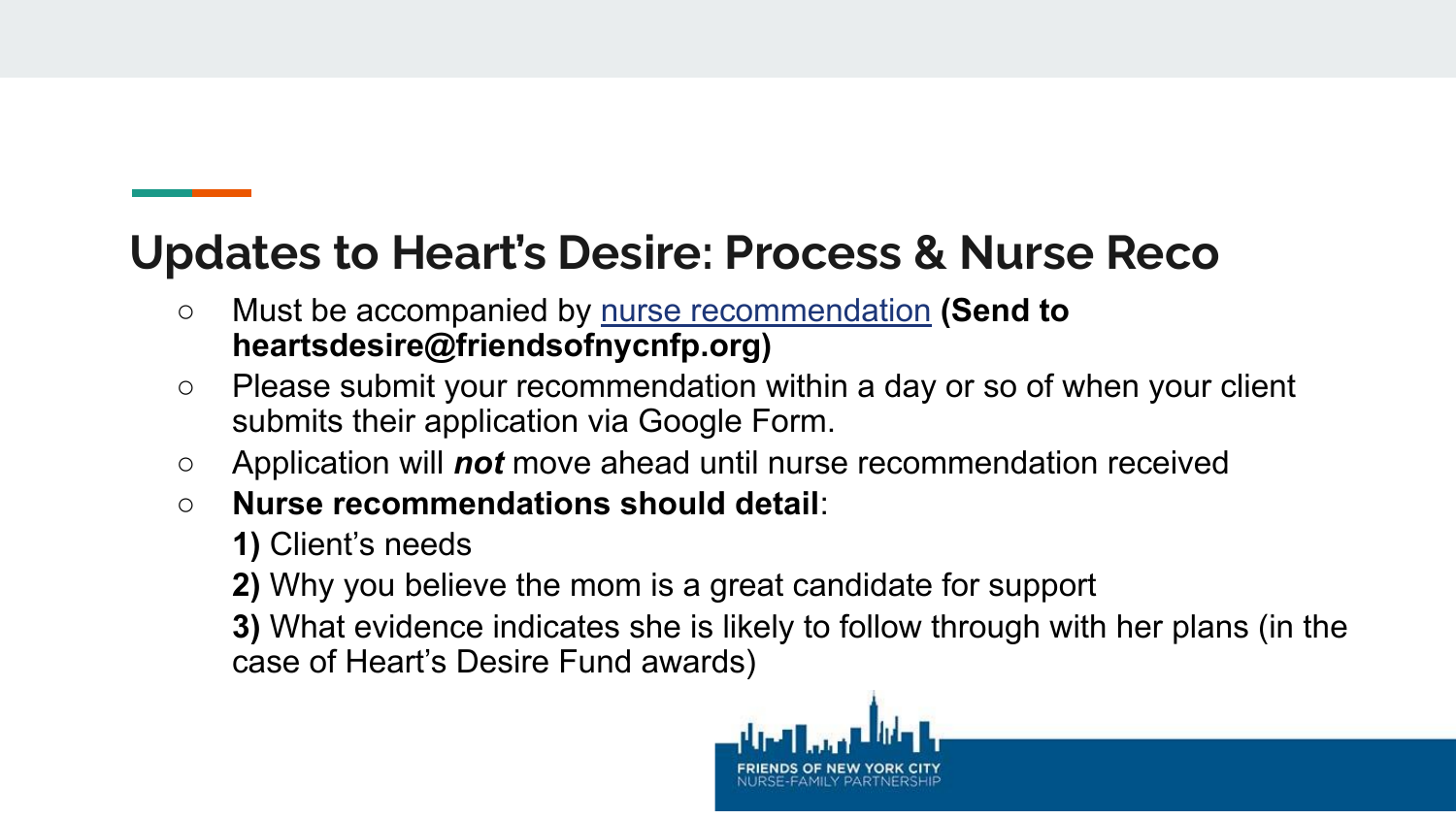## Updates to Heart's Desire: Process & Nurse Reco

- Must be accompanied by nurse recommendation **(Send to heartsdesire@friendsofnycnfp.org)**
- Please submit your recommendation within a day or so of when your client submits their application via Google Form.
- Application will ***not*** move ahead until nurse recommendation received
- **Nurse recommendations should detail**:

  **1)** Client's needs

  **2)** Why you believe the mom is a great candidate for support

  **3)** What evidence indicates she is likely to follow through with her plans (in the case of Heart's Desire Fund awards)

FRIENDS OF NEW YORK CITY NURSE-FAMILY PARTNERSHIP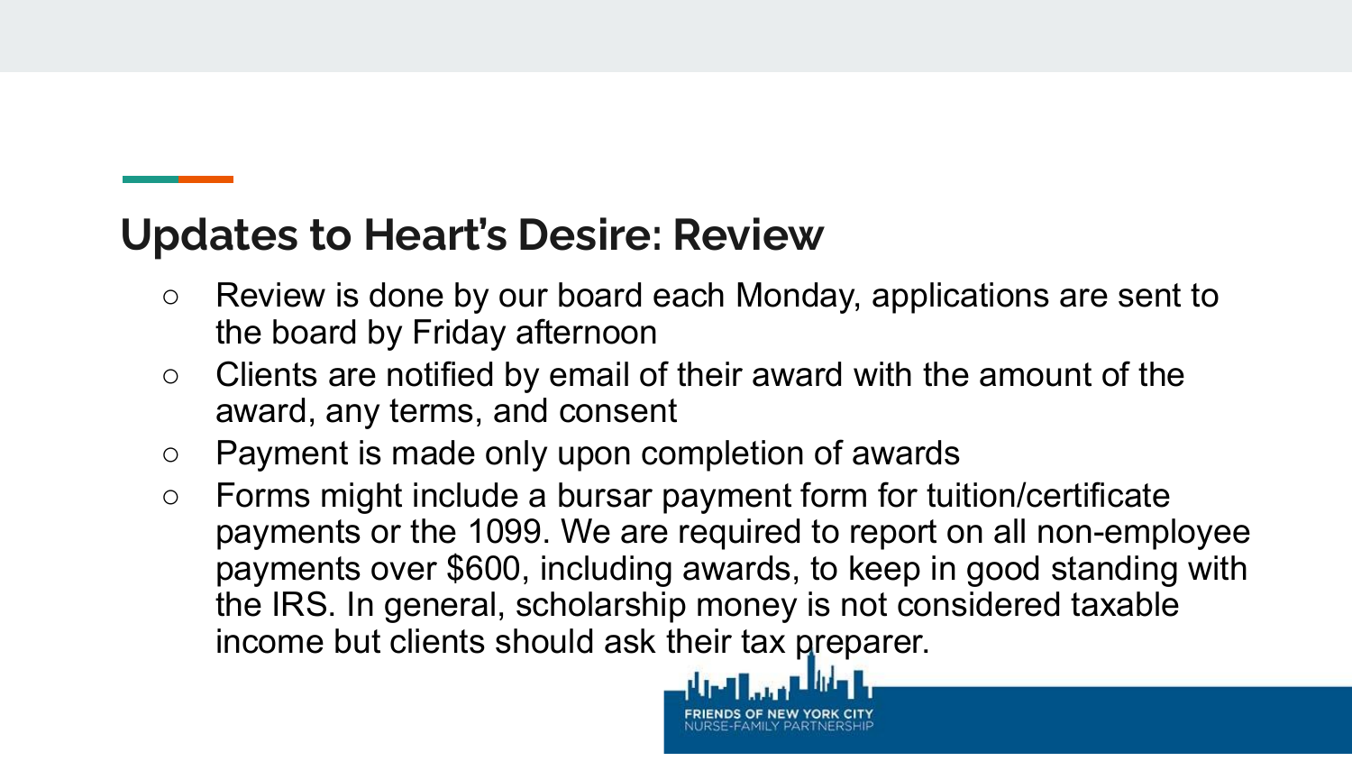## Updates to Heart's Desire: Review

- Review is done by our board each Monday, applications are sent to the board by Friday afternoon
- Clients are notified by email of their award with the amount of the award, any terms, and consent
- Payment is made only upon completion of awards
- Forms might include a bursar payment form for tuition/certificate payments or the 1099. We are required to report on all non-employee payments over $600, including awards, to keep in good standing with the IRS. In general, scholarship money is not considered taxable income but clients should ask their tax preparer.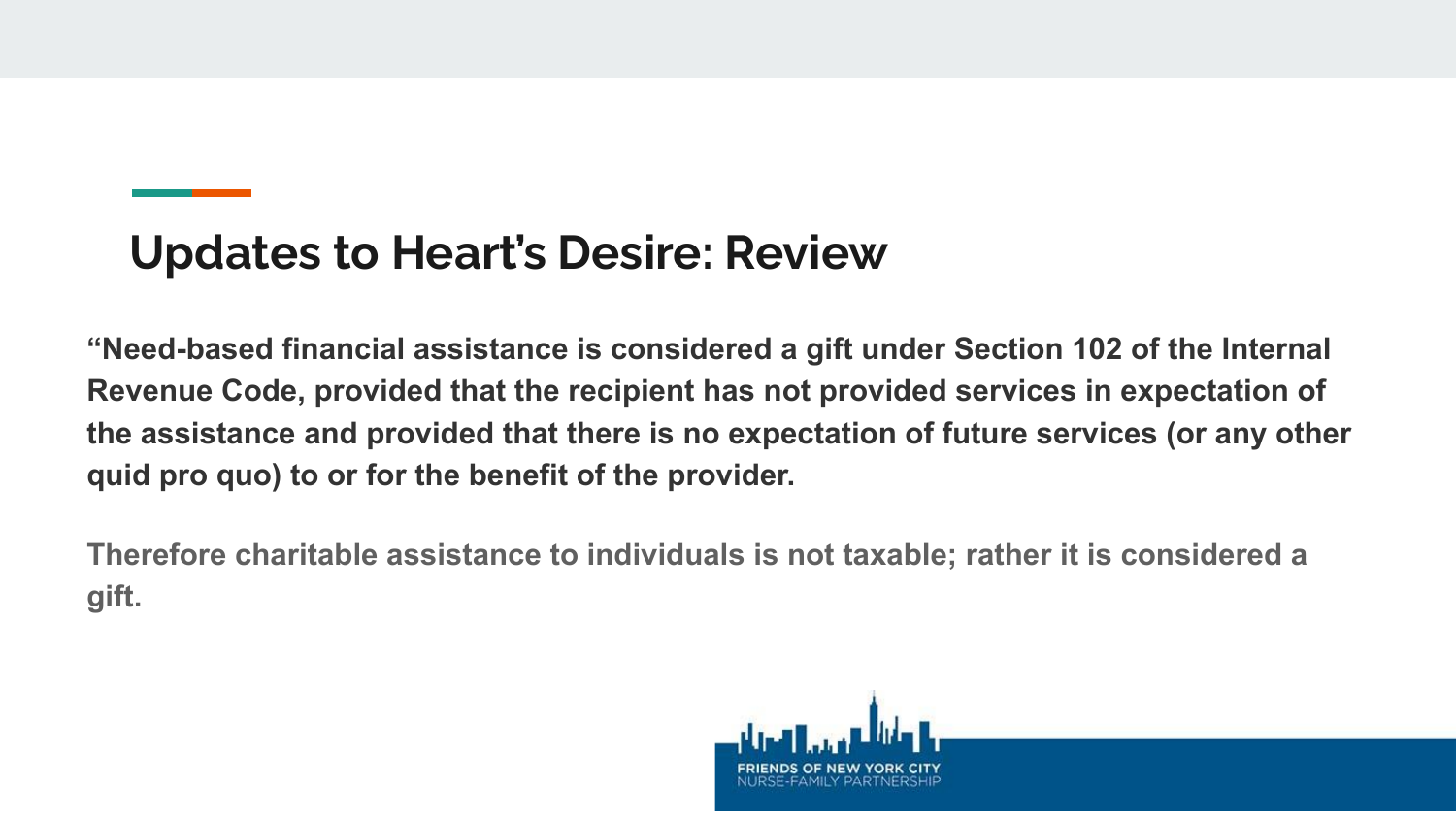## Updates to Heart's Desire: Review

**"Need-based financial assistance is considered a gift under Section 102 of the Internal Revenue Code, provided that the recipient has not provided services in expectation of the assistance and provided that there is no expectation of future services (or any other quid pro quo) to or for the benefit of the provider.**

**Therefore charitable assistance to individuals is not taxable; rather it is considered a gift.**

FRIENDS OF NEW YORK CITY NURSE-FAMILY PARTNERSHIP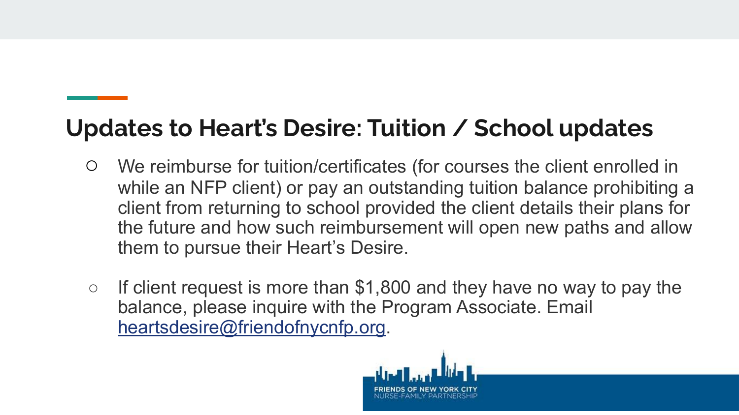## Updates to Heart's Desire: Tuition / School updates

- We reimburse for tuition/certificates (for courses the client enrolled in while an NFP client) or pay an outstanding tuition balance prohibiting a client from returning to school provided the client details their plans for the future and how such reimbursement will open new paths and allow them to pursue their Heart's Desire.

- If client request is more than $1,800 and they have no way to pay the balance, please inquire with the Program Associate. Email [heartsdesire@friendofnycnfp.org](mailto:heartsdesire@friendofnycnfp.org).

FRIENDS OF NEW YORK CITY
NURSE-FAMILY PARTNERSHIP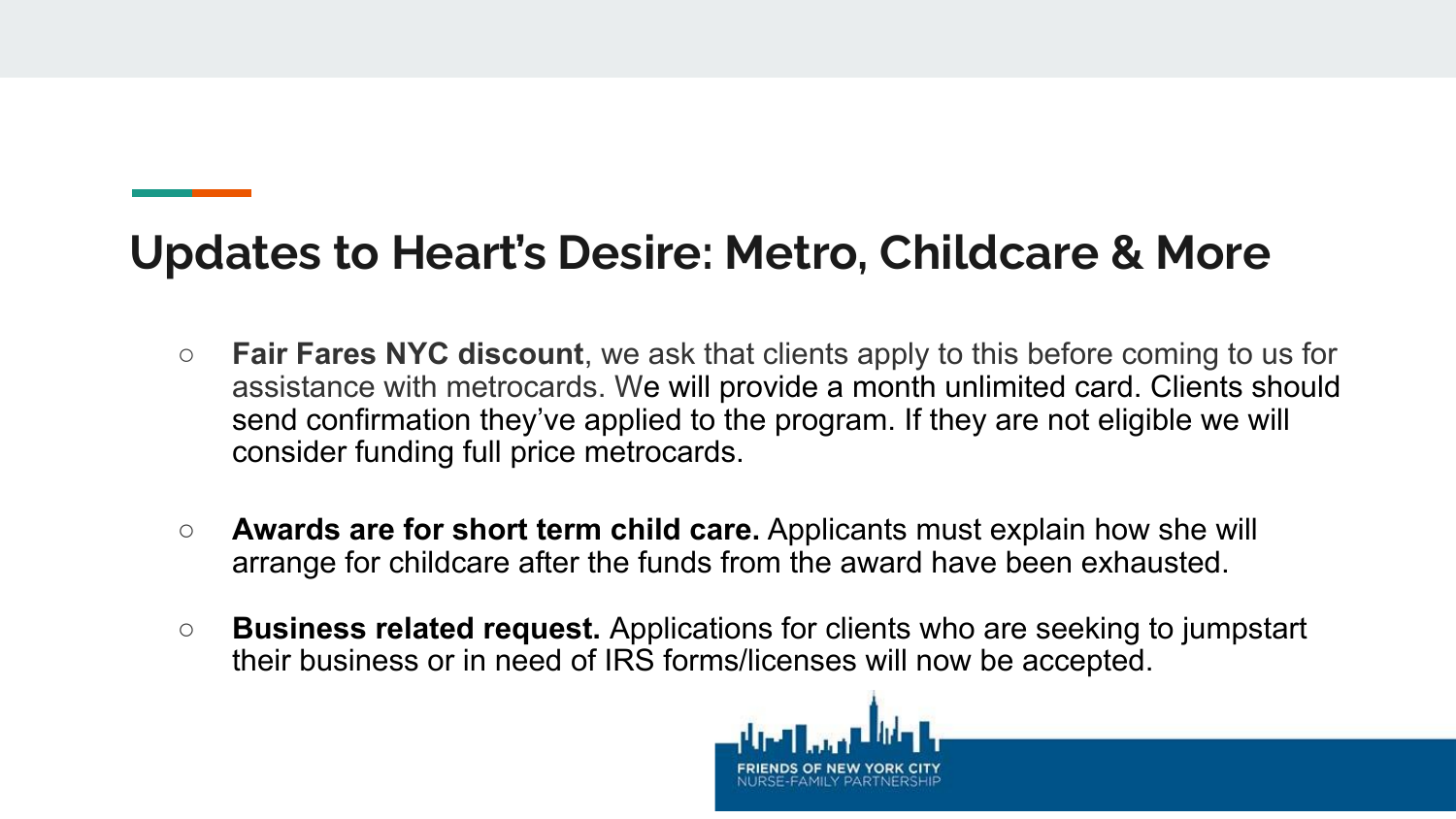## Updates to Heart's Desire: Metro, Childcare & More

- **Fair Fares NYC discount**, we ask that clients apply to this before coming to us for assistance with metrocards. We will provide a month unlimited card. Clients should send confirmation they've applied to the program. If they are not eligible we will consider funding full price metrocards.

- **Awards are for short term child care.** Applicants must explain how she will arrange for childcare after the funds from the award have been exhausted.

- **Business related request.** Applications for clients who are seeking to jumpstart their business or in need of IRS forms/licenses will now be accepted.

FRIENDS OF NEW YORK CITY
NURSE-FAMILY PARTNERSHIP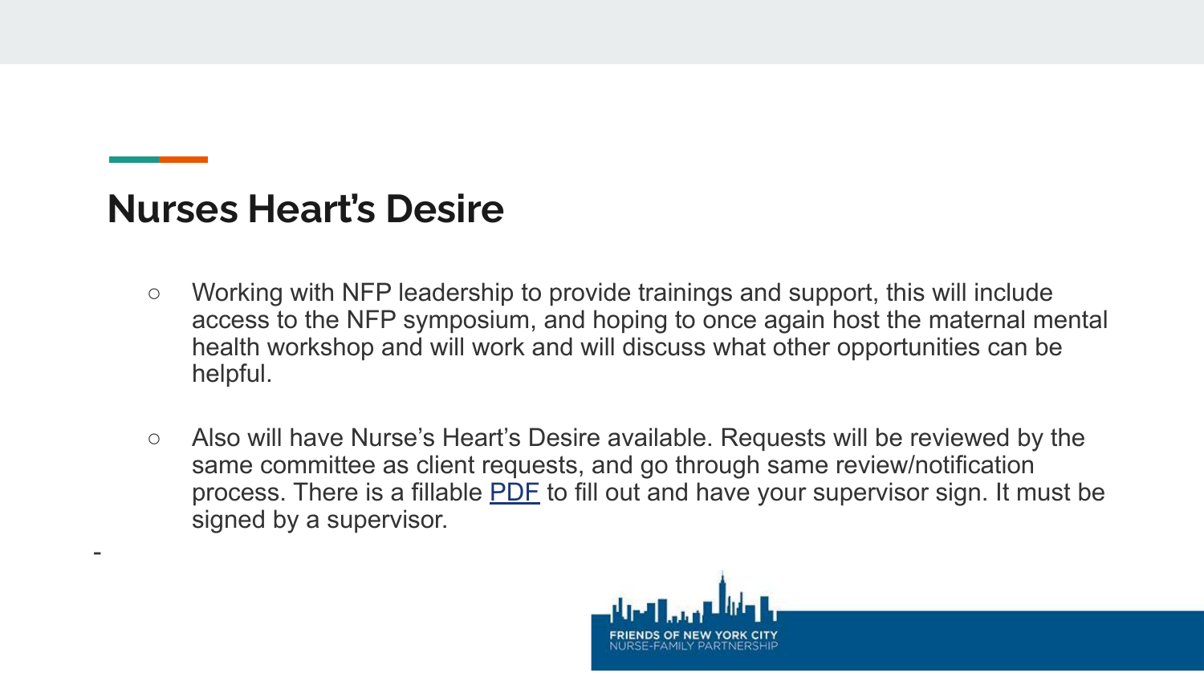## Nurses Heart's Desire

- Working with NFP leadership to provide trainings and support, this will include access to the NFP symposium, and hoping to once again host the maternal mental health workshop and will work and will discuss what other opportunities can be helpful.

- Also will have Nurse's Heart's Desire available. Requests will be reviewed by the same committee as client requests, and go through same review/notification process. There is a fillable PDF to fill out and have your supervisor sign. It must be signed by a supervisor.

-

FRIENDS OF NEW YORK CITY NURSE-FAMILY PARTNERSHIP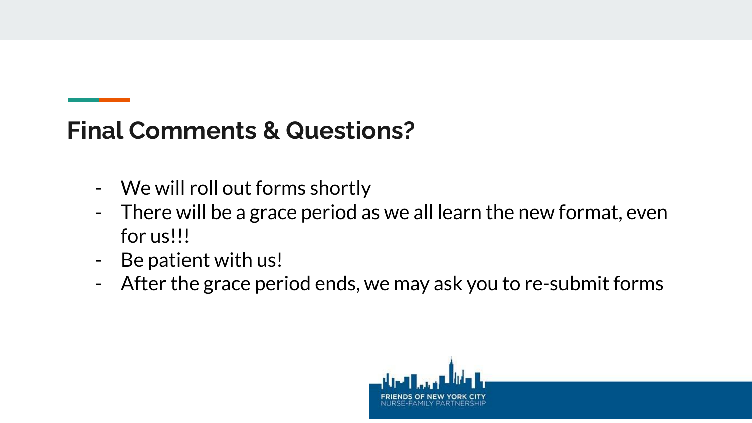## Final Comments & Questions?

- We will roll out forms shortly
- There will be a grace period as we all learn the new format, even for us!!!
- Be patient with us!
- After the grace period ends, we may ask you to re-submit forms

FRIENDS OF NEW YORK CITY
NURSE-FAMILY PARTNERSHIP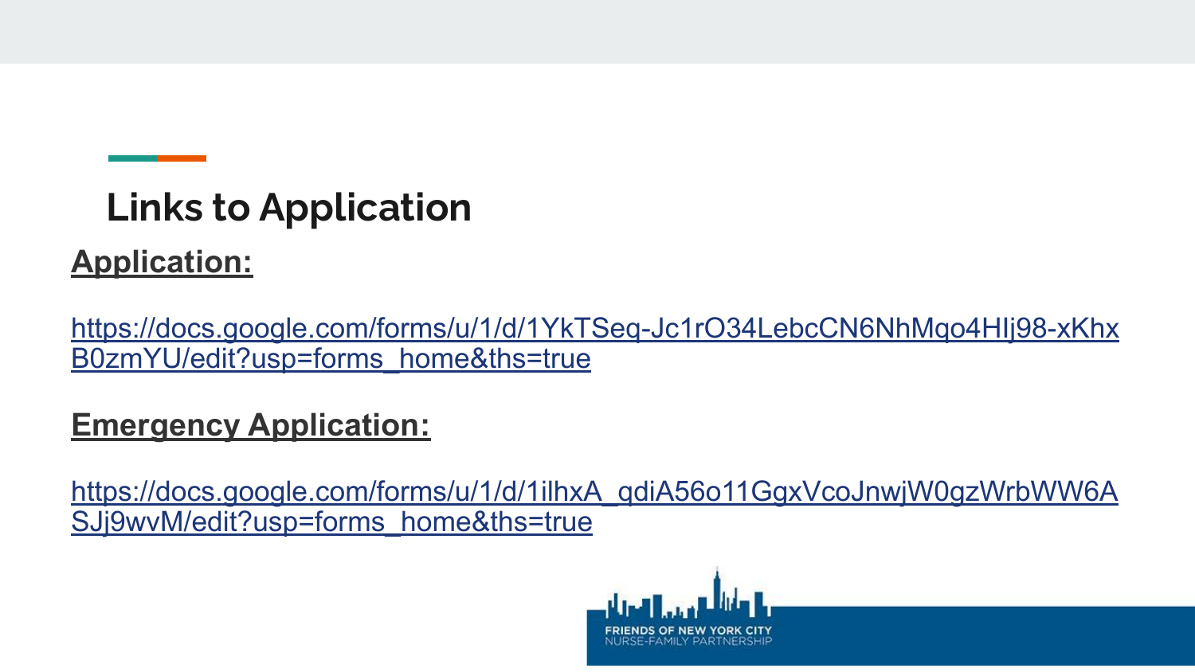## Links to Application

**Application:**

https://docs.google.com/forms/u/1/d/1YkTSeq-Jc1rO34LebcCN6NhMqo4HIj98-xKhxB0zmYU/edit?usp=forms_home&ths=true

**Emergency Application:**

https://docs.google.com/forms/u/1/d/1ilhxA_qdiA56o11GgxVcoJnwjW0gzWrbWW6ASJj9wvM/edit?usp=forms_home&ths=true

FRIENDS OF NEW YORK CITY
NURSE-FAMILY PARTNERSHIP